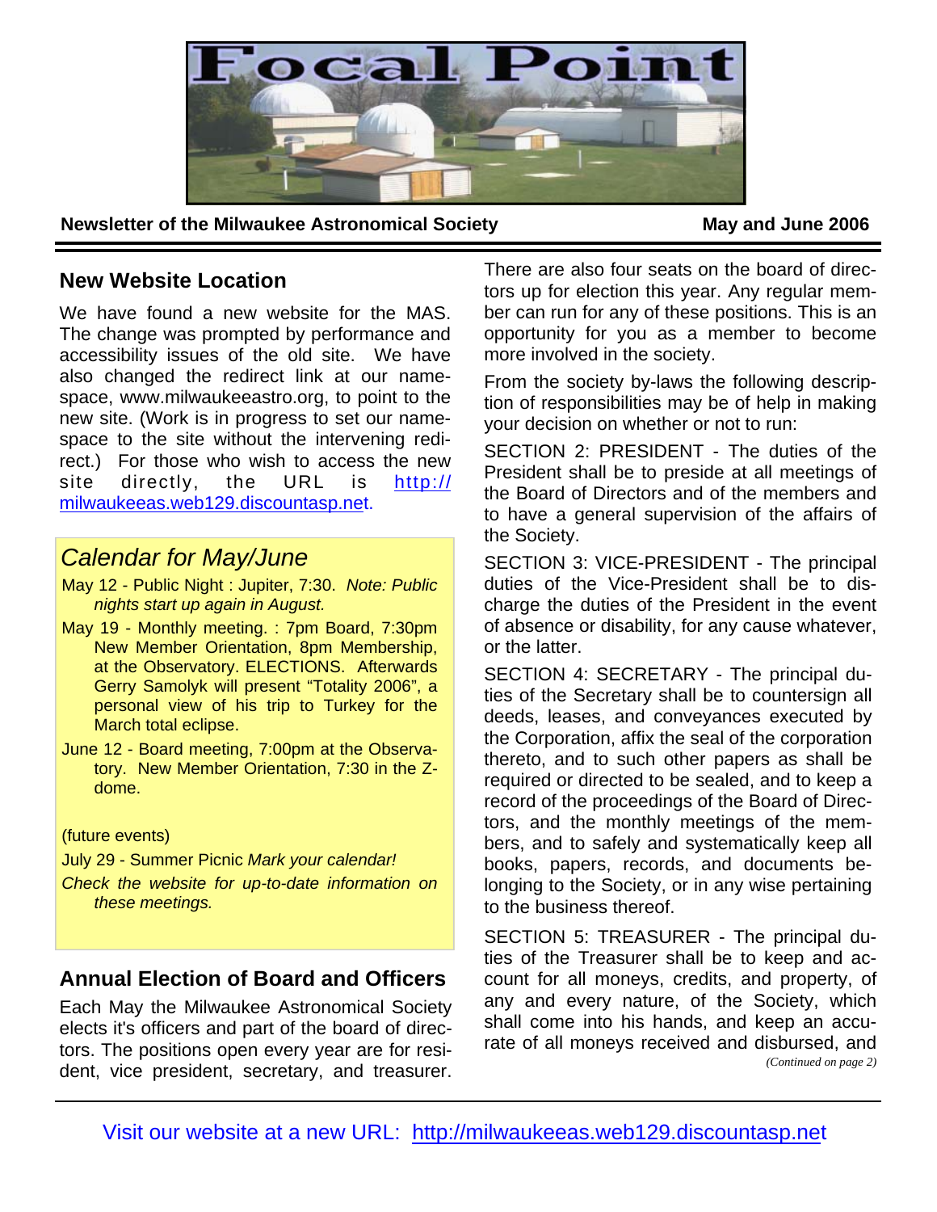# Focal Point

**Newsletter of the Milwaukee Astronomical Society** **May and June 2006**

## New Website Location

We have found a new website for the MAS. The change was prompted by performance and accessibility issues of the old site. We have also changed the redirect link at our namespace, www.milwaukeeastro.org, to point to the new site. (Work is in progress to set our namespace to the site without the intervening redirect.) For those who wish to access the new site directly, the URL is http://milwaukeeas.web129.discountasp.net.

## *Calendar for May/June*

May 12 - Public Night : Jupiter, 7:30. *Note: Public nights start up again in August.*

May 19 - Monthly meeting. : 7pm Board, 7:30pm New Member Orientation, 8pm Membership, at the Observatory. ELECTIONS. Afterwards Gerry Samolyk will present "Totality 2006", a personal view of his trip to Turkey for the March total eclipse.

June 12 - Board meeting, 7:00pm at the Observatory. New Member Orientation, 7:30 in the Z-dome.

(future events)

July 29 - Summer Picnic *Mark your calendar!*

*Check the website for up-to-date information on these meetings.*

## Annual Election of Board and Officers

Each May the Milwaukee Astronomical Society elects it's officers and part of the board of directors. The positions open every year are for resident, vice president, secretary, and treasurer. There are also four seats on the board of directors up for election this year. Any regular member can run for any of these positions. This is an opportunity for you as a member to become more involved in the society.

From the society by-laws the following description of responsibilities may be of help in making your decision on whether or not to run:

SECTION 2: PRESIDENT - The duties of the President shall be to preside at all meetings of the Board of Directors and of the members and to have a general supervision of the affairs of the Society.

SECTION 3: VICE-PRESIDENT - The principal duties of the Vice-President shall be to discharge the duties of the President in the event of absence or disability, for any cause whatever, or the latter.

SECTION 4: SECRETARY - The principal duties of the Secretary shall be to countersign all deeds, leases, and conveyances executed by the Corporation, affix the seal of the corporation thereto, and to such other papers as shall be required or directed to be sealed, and to keep a record of the proceedings of the Board of Directors, and the monthly meetings of the members, and to safely and systematically keep all books, papers, records, and documents belonging to the Society, or in any wise pertaining to the business thereof.

SECTION 5: TREASURER - The principal duties of the Treasurer shall be to keep and account for all moneys, credits, and property, of any and every nature, of the Society, which shall come into his hands, and keep an accurate of all moneys received and disbursed, and

*(Continued on page 2)*

Visit our website at a new URL: http://milwaukeeas.web129.discountasp.net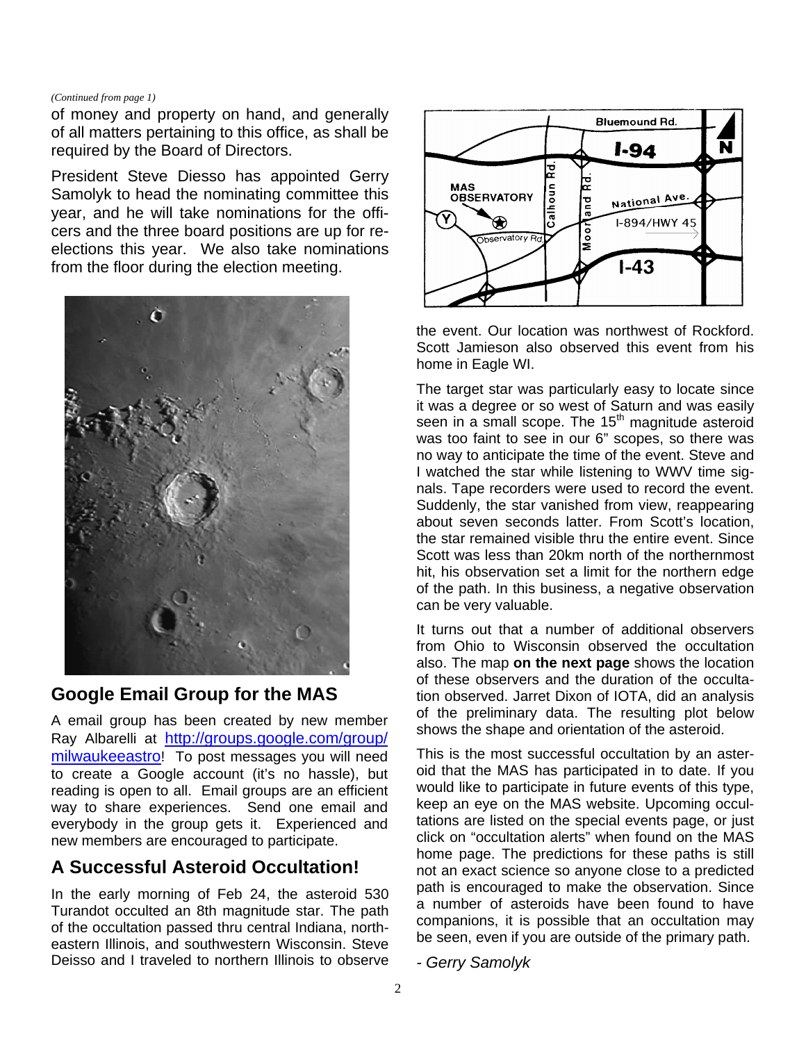*(Continued from page 1)*

of money and property on hand, and generally of all matters pertaining to this office, as shall be required by the Board of Directors.

President Steve Diesso has appointed Gerry Samolyk to head the nominating committee this year, and he will take nominations for the officers and the three board positions are up for re-elections this year. We also take nominations from the floor during the election meeting.

## Google Email Group for the MAS

A email group has been created by new member Ray Albarelli at http://groups.google.com/group/milwaukeeastro! To post messages you will need to create a Google account (it's no hassle), but reading is open to all. Email groups are an efficient way to share experiences. Send one email and everybody in the group gets it. Experienced and new members are encouraged to participate.

## A Successful Asteroid Occultation!

In the early morning of Feb 24, the asteroid 530 Turandot occulted an 8th magnitude star. The path of the occultation passed thru central Indiana, northeastern Illinois, and southwestern Wisconsin. Steve Deisso and I traveled to northern Illinois to observe the event. Our location was northwest of Rockford. Scott Jamieson also observed this event from his home in Eagle WI.

The target star was particularly easy to locate since it was a degree or so west of Saturn and was easily seen in a small scope. The 15th magnitude asteroid was too faint to see in our 6" scopes, so there was no way to anticipate the time of the event. Steve and I watched the star while listening to WWV time signals. Tape recorders were used to record the event. Suddenly, the star vanished from view, reappearing about seven seconds latter. From Scott's location, the star remained visible thru the entire event. Since Scott was less than 20km north of the northernmost hit, his observation set a limit for the northern edge of the path. In this business, a negative observation can be very valuable.

It turns out that a number of additional observers from Ohio to Wisconsin observed the occultation also. The map **on the next page** shows the location of these observers and the duration of the occultation observed. Jarret Dixon of IOTA, did an analysis of the preliminary data. The resulting plot below shows the shape and orientation of the asteroid.

This is the most successful occultation by an asteroid that the MAS has participated in to date. If you would like to participate in future events of this type, keep an eye on the MAS website. Upcoming occultations are listed on the special events page, or just click on "occultation alerts" when found on the MAS home page. The predictions for these paths is still not an exact science so anyone close to a predicted path is encouraged to make the observation. Since a number of asteroids have been found to have companions, it is possible that an occultation may be seen, even if you are outside of the primary path.

*- Gerry Samolyk*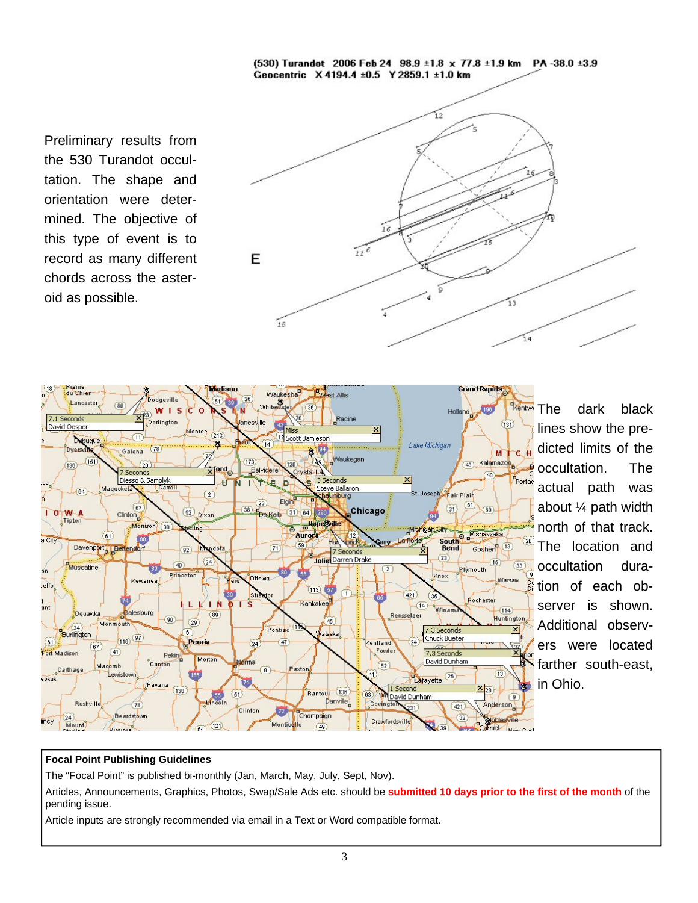Preliminary results from the 530 Turandot occultation. The shape and orientation were determined. The objective of this type of event is to record as many different chords across the asteroid as possible.

The dark black lines show the predicted limits of the occultation. The actual path was about ¼ path width north of that track. The location and occultation duration of each observer is shown. Additional observers were located farther south-east, in Ohio.

**Focal Point Publishing Guidelines**

The "Focal Point" is published bi-monthly (Jan, March, May, July, Sept, Nov).

Articles, Announcements, Graphics, Photos, Swap/Sale Ads etc. should be **submitted 10 days prior to the first of the month** of the pending issue.

Article inputs are strongly recommended via email in a Text or Word compatible format.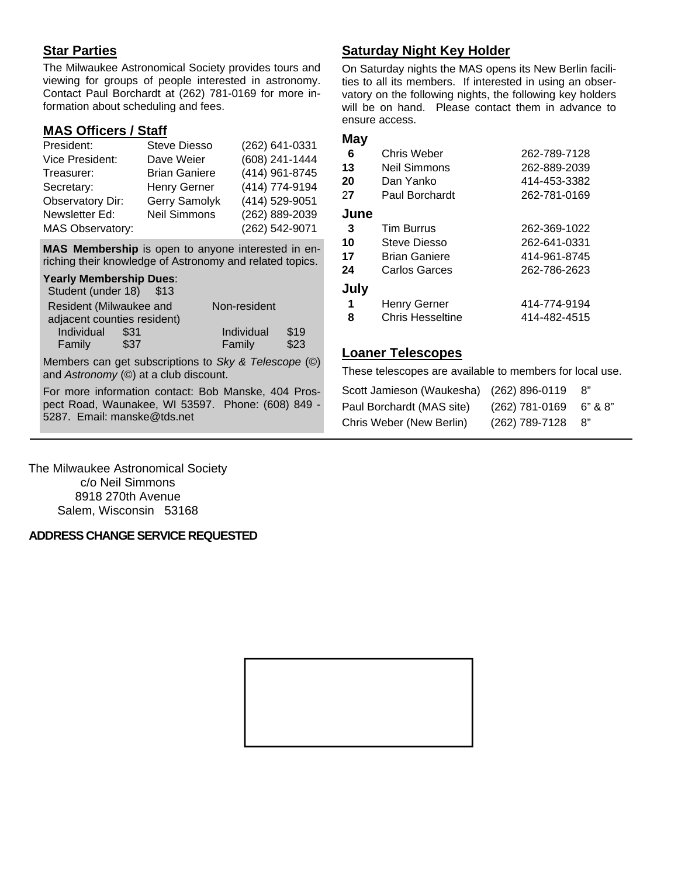## Star Parties

The Milwaukee Astronomical Society provides tours and viewing for groups of people interested in astronomy. Contact Paul Borchardt at (262) 781-0169 for more information about scheduling and fees.

## MAS Officers / Staff

| | | |
|---|---|---|
| President: | Steve Diesso | (262) 641-0331 |
| Vice President: | Dave Weier | (608) 241-1444 |
| Treasurer: | Brian Ganiere | (414) 961-8745 |
| Secretary: | Henry Gerner | (414) 774-9194 |
| Observatory Dir: | Gerry Samolyk | (414) 529-9051 |
| Newsletter Ed: | Neil Simmons | (262) 889-2039 |
| MAS Observatory: | | (262) 542-9071 |

**MAS Membership** is open to anyone interested in enriching their knowledge of Astronomy and related topics.

**Yearly Membership Dues**:

Student (under 18) $13

| Resident (Milwaukee and adjacent counties resident) | | Non-resident | |
|---|---|---|---|
| Individual | $31 | Individual | $19 |
| Family | $37 | Family | $23 |

Members can get subscriptions to *Sky & Telescope* (©) and *Astronomy* (©) at a club discount.

For more information contact: Bob Manske, 404 Prospect Road, Waunakee, WI 53597. Phone: (608) 849 - 5287. Email: manske@tds.net

## Saturday Night Key Holder

On Saturday nights the MAS opens its New Berlin facilities to all its members. If interested in using an observatory on the following nights, the following key holders will be on hand. Please contact them in advance to ensure access.

| | | |
|---|---|---|
| **May** | | |
| **6** | Chris Weber | 262-789-7128 |
| **13** | Neil Simmons | 262-889-2039 |
| **20** | Dan Yanko | 414-453-3382 |
| 2**7** | Paul Borchardt | 262-781-0169 |
| **June** | | |
| **3** | Tim Burrus | 262-369-1022 |
| **10** | Steve Diesso | 262-641-0331 |
| **17** | Brian Ganiere | 414-961-8745 |
| **24** | Carlos Garces | 262-786-2623 |
| **July** | | |
| **1** | Henry Gerner | 414-774-9194 |
| **8** | Chris Hesseltine | 414-482-4515 |

## Loaner Telescopes

These telescopes are available to members for local use.

| | | |
|---|---|---|
| Scott Jamieson (Waukesha) | (262) 896-0119 | 8” |
| Paul Borchardt (MAS site) | (262) 781-0169 | 6” & 8” |
| Chris Weber (New Berlin) | (262) 789-7128 | 8” |

The Milwaukee Astronomical Society
c/o Neil Simmons
8918 270th Avenue
Salem, Wisconsin 53168

**ADDRESS CHANGE SERVICE REQUESTED**